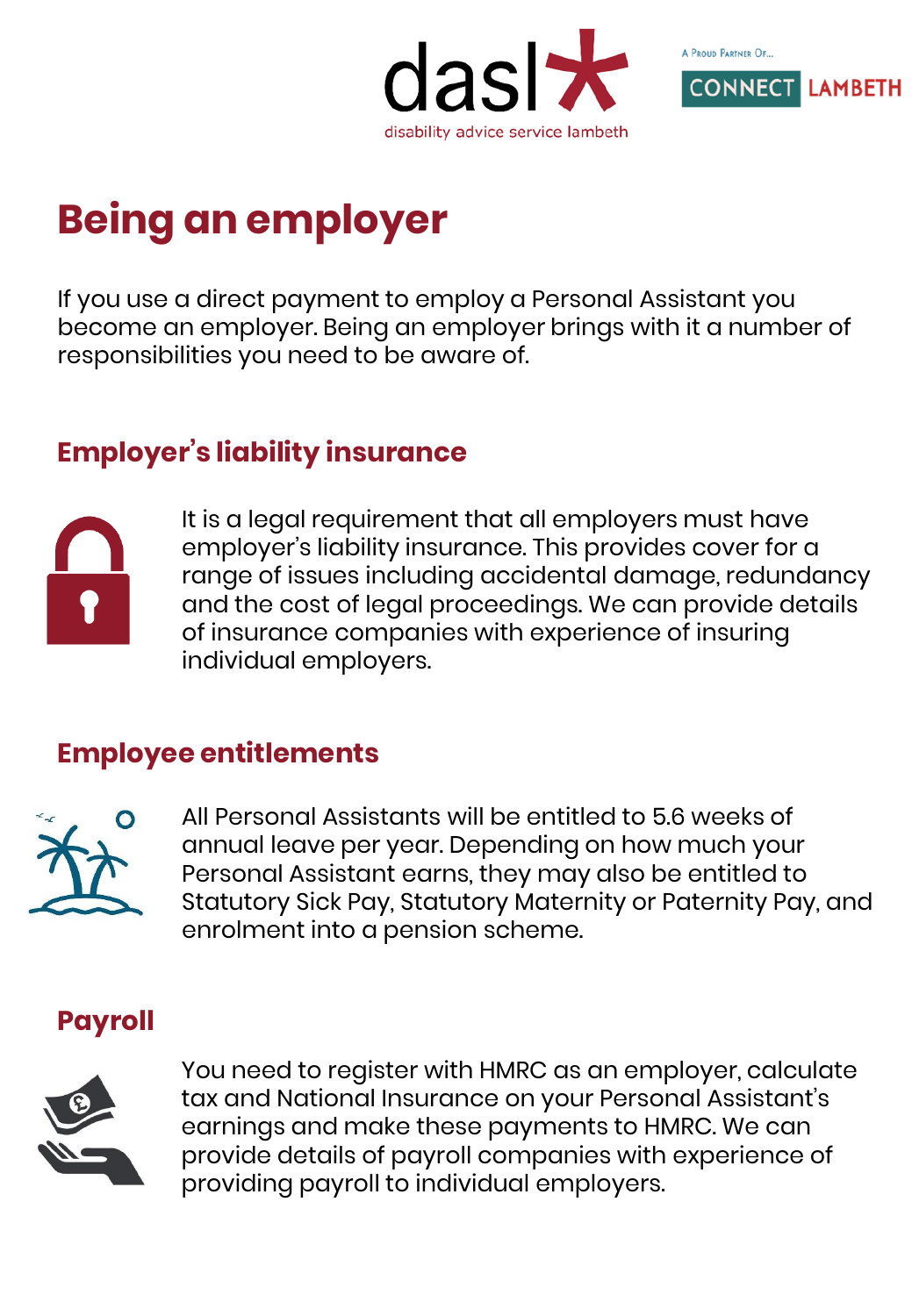dasl* disability advice service lambeth

A Proud Partner Of... CONNECT LAMBETH

# Being an employer

If you use a direct payment to employ a Personal Assistant you become an employer. Being an employer brings with it a number of responsibilities you need to be aware of.

## Employer's liability insurance

It is a legal requirement that all employers must have employer's liability insurance. This provides cover for a range of issues including accidental damage, redundancy and the cost of legal proceedings. We can provide details of insurance companies with experience of insuring individual employers.

## Employee entitlements

All Personal Assistants will be entitled to 5.6 weeks of annual leave per year. Depending on how much your Personal Assistant earns, they may also be entitled to Statutory Sick Pay, Statutory Maternity or Paternity Pay, and enrolment into a pension scheme.

## Payroll

You need to register with HMRC as an employer, calculate tax and National Insurance on your Personal Assistant's earnings and make these payments to HMRC. We can provide details of payroll companies with experience of providing payroll to individual employers.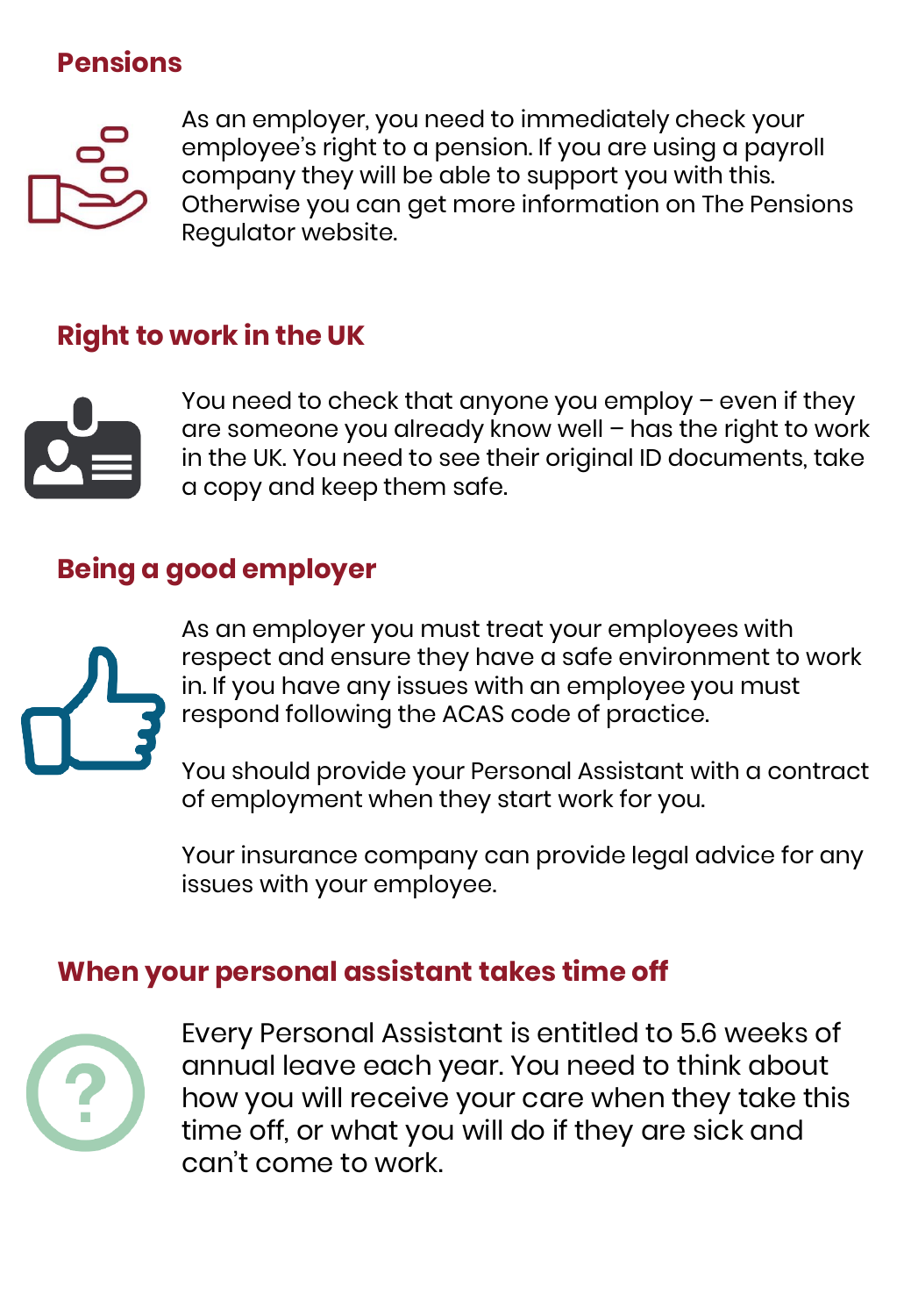## Pensions

As an employer, you need to immediately check your employee's right to a pension. If you are using a payroll company they will be able to support you with this. Otherwise you can get more information on The Pensions Regulator website.

## Right to work in the UK

You need to check that anyone you employ – even if they are someone you already know well – has the right to work in the UK. You need to see their original ID documents, take a copy and keep them safe.

## Being a good employer

As an employer you must treat your employees with respect and ensure they have a safe environment to work in. If you have any issues with an employee you must respond following the ACAS code of practice.

You should provide your Personal Assistant with a contract of employment when they start work for you.

Your insurance company can provide legal advice for any issues with your employee.

## When your personal assistant takes time off

Every Personal Assistant is entitled to 5.6 weeks of annual leave each year. You need to think about how you will receive your care when they take this time off, or what you will do if they are sick and can't come to work.